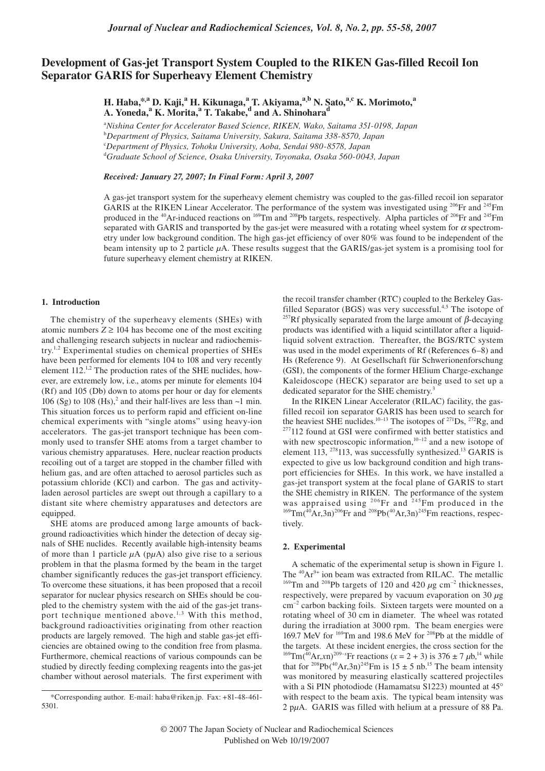# Development of Gas-jet Transport System Coupled to the RIKEN Gas-filled Recoil Ion Separator GARIS for Superheavy Element Chemistry

**H. Haba,[*,a] D. Kaji,[a] H. Kikunaga,[a] T. Akiyama,[a,b] N. Sato,[a,c] K. Morimoto,[a] A. Yoneda,[a] K. Morita,[a] T. Takabe,[d] and A. Shinohara[d]**

[a]*Nishina Center for Accelerator Based Science, RIKEN, Wako, Saitama 351-0198, Japan*
[b]*Department of Physics, Saitama University, Sakura, Saitama 338-8570, Japan*
[c]*Department of Physics, Tohoku University, Aoba, Sendai 980-8578, Japan*
[d]*Graduate School of Science, Osaka University, Toyonaka, Osaka 560-0043, Japan*

***Received: January 27, 2007; In Final Form: April 3, 2007***

A gas-jet transport system for the superheavy element chemistry was coupled to the gas-filled recoil ion separator GARIS at the RIKEN Linear Accelerator. The performance of the system was investigated using $^{206}$Fr and $^{245}$Fm produced in the $^{40}$Ar-induced reactions on $^{169}$Tm and $^{208}$Pb targets, respectively. Alpha particles of $^{206}$Fr and $^{245}$Fm separated with GARIS and transported by the gas-jet were measured with a rotating wheel system for $\alpha$ spectrometry under low background condition. The high gas-jet efficiency of over 80% was found to be independent of the beam intensity up to 2 particle $\mu$A. These results suggest that the GARIS/gas-jet system is a promising tool for future superheavy element chemistry at RIKEN.

## 1. Introduction

The chemistry of the superheavy elements (SHEs) with atomic numbers $Z \geq 104$ has become one of the most exciting and challenging research subjects in nuclear and radiochemistry.[1,2] Experimental studies on chemical properties of SHEs have been performed for elements 104 to 108 and very recently element 112.[1,2] The production rates of the SHE nuclides, however, are extremely low, i.e., atoms per minute for elements 104 (Rf) and 105 (Db) down to atoms per hour or day for elements 106 (Sg) to 108 (Hs),[2] and their half-lives are less than ~1 min. This situation forces us to perform rapid and efficient on-line chemical experiments with "single atoms" using heavy-ion accelerators. The gas-jet transport technique has been commonly used to transfer SHE atoms from a target chamber to various chemistry apparatuses. Here, nuclear reaction products recoiling out of a target are stopped in the chamber filled with helium gas, and are often attached to aerosol particles such as potassium chloride (KCl) and carbon. The gas and activity-laden aerosol particles are swept out through a capillary to a distant site where chemistry apparatuses and detectors are equipped.

SHE atoms are produced among large amounts of background radioactivities which hinder the detection of decay signals of SHE nuclides. Recently available high-intensity beams of more than 1 particle $\mu$A (p$\mu$A) also give rise to a serious problem in that the plasma formed by the beam in the target chamber significantly reduces the gas-jet transport efficiency. To overcome these situations, it has been proposed that a recoil separator for nuclear physics research on SHEs should be coupled to the chemistry system with the aid of the gas-jet transport technique mentioned above.[1,3] With this method, background radioactivities originating from other reaction products are largely removed. The high and stable gas-jet efficiencies are obtained owing to the condition free from plasma. Furthermore, chemical reactions of various compounds can be studied by directly feeding complexing reagents into the gas-jet chamber without aerosol materials. The first experiment with the recoil transfer chamber (RTC) coupled to the Berkeley Gas-filled Separator (BGS) was very successful.[4,5] The isotope of $^{257}$Rf physically separated from the large amount of $\beta$-decaying products was identified with a liquid scintillator after a liquid-liquid solvent extraction. Thereafter, the BGS/RTC system was used in the model experiments of Rf (References 6–8) and Hs (Reference 9). At Gesellschaft für Schwerionenforschung (GSI), the components of the former HElium Charge-exchange Kaleidoscope (HECK) separator are being used to set up a dedicated separator for the SHE chemistry.[3]

In the RIKEN Linear Accelerator (RILAC) facility, the gas-filled recoil ion separator GARIS has been used to search for the heaviest SHE nuclides.[10–13] The isotopes of $^{271}$Ds, $^{272}$Rg, and $^{277}$112 found at GSI were confirmed with better statistics and with new spectroscopic information,[10–12] and a new isotope of element 113, $^{278}$113, was successfully synthesized.[13] GARIS is expected to give us low background condition and high transport efficiencies for SHEs. In this work, we have installed a gas-jet transport system at the focal plane of GARIS to start the SHE chemistry in RIKEN. The performance of the system was appraised using $^{206}$Fr and $^{245}$Fm produced in the $^{169}$Tm($^{40}$Ar,3n)$^{206}$Fr and $^{208}$Pb($^{40}$Ar,3n)$^{245}$Fm reactions, respectively.

## 2. Experimental

A schematic of the experimental setup is shown in Figure 1. The $^{40}$Ar$^{9+}$ ion beam was extracted from RILAC. The metallic $^{169}$Tm and $^{208}$Pb targets of 120 and 420 $\mu$g cm$^{-2}$ thicknesses, respectively, were prepared by vacuum evaporation on 30 $\mu$g cm$^{-2}$ carbon backing foils. Sixteen targets were mounted on a rotating wheel of 30 cm in diameter. The wheel was rotated during the irradiation at 3000 rpm. The beam energies were 169.7 MeV for $^{169}$Tm and 198.6 MeV for $^{208}$Pb at the middle of the targets. At these incident energies, the cross section for the $^{169}$Tm($^{40}$Ar,*x*n)$^{209-x}$Fr reactions ($x = 2 + 3$) is $376 \pm 7$ $\mu$b,[14] while that for $^{208}$Pb($^{40}$Ar,3n)$^{245}$Fm is $15 \pm 5$ nb.[15] The beam intensity was monitored by measuring elastically scattered projectiles with a Si PIN photodiode (Hamamatsu S1223) mounted at 45° with respect to the beam axis. The typical beam intensity was 2 p$\mu$A. GARIS was filled with helium at a pressure of 88 Pa.

---

*Corresponding author. E-mail: haba@riken.jp. Fax: +81-48-461-5301.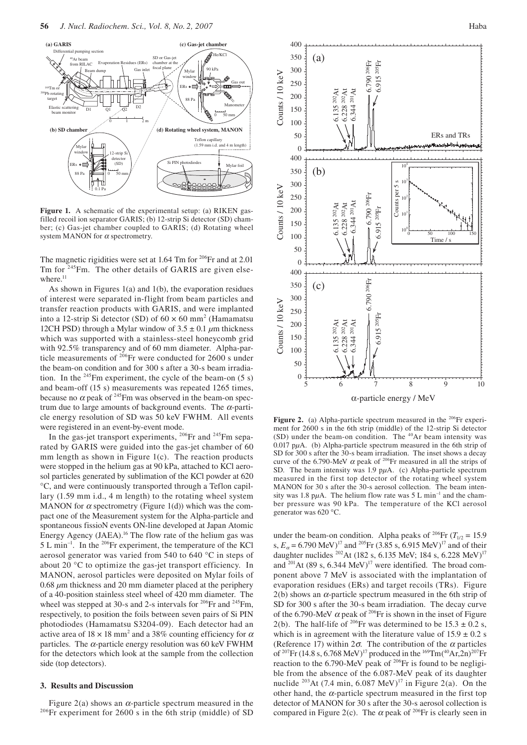**Figure 1.** A schematic of the experimental setup: (a) RIKEN gas-filled recoil ion separator GARIS; (b) 12-strip Si detector (SD) chamber; (c) Gas-jet chamber coupled to GARIS; (d) Rotating wheel system MANON for $\alpha$ spectrometry.

The magnetic rigidities were set at 1.64 Tm for $^{206}$Fr and at 2.01 Tm for $^{245}$Fm. The other details of GARIS are given elsewhere.[11]

As shown in Figures 1(a) and 1(b), the evaporation residues of interest were separated in-flight from beam particles and transfer reaction products with GARIS, and were implanted into a 12-strip Si detector (SD) of $60 \times 60$ mm$^2$ (Hamamatsu 12CH PSD) through a Mylar window of $3.5 \pm 0.1$ $\mu$m thickness which was supported with a stainless-steel honeycomb grid with 92.5% transparency and of 60 mm diameter. Alpha-particle measurements of $^{206}$Fr were conducted for 2600 s under the beam-on condition and for 300 s after a 30-s beam irradiation. In the $^{245}$Fm experiment, the cycle of the beam-on (5 s) and beam-off (15 s) measurements was repeated 1265 times, because no $\alpha$ peak of $^{245}$Fm was observed in the beam-on spectrum due to large amounts of background events. The $\alpha$-particle energy resolution of SD was 50 keV FWHM. All events were registered in an event-by-event mode.

In the gas-jet transport experiments, $^{206}$Fr and $^{245}$Fm separated by GARIS were guided into the gas-jet chamber of 60 mm length as shown in Figure 1(c). The reaction products were stopped in the helium gas at 90 kPa, attached to KCl aerosol particles generated by sublimation of the KCl powder at 620 °C, and were continuously transported through a Teflon capillary (1.59 mm i.d., 4 m length) to the rotating wheel system MANON for $\alpha$ spectrometry (Figure 1(d)) which was the compact one of the Measurement system for the Alpha-particle and spontaneous fissioN events ON-line developed at Japan Atomic Energy Agency (JAEA).[16] The flow rate of the helium gas was 5 L min$^{-1}$. In the $^{206}$Fr experiment, the temperature of the KCl aerosol generator was varied from 540 to 640 °C in steps of about 20 °C to optimize the gas-jet transport efficiency. In MANON, aerosol particles were deposited on Mylar foils of 0.68 $\mu$m thickness and 20 mm diameter placed at the periphery of a 40-position stainless steel wheel of 420 mm diameter. The wheel was stepped at 30-s and 2-s intervals for $^{206}$Fr and $^{245}$Fm, respectively, to position the foils between seven pairs of Si PIN photodiodes (Hamamatsu S3204-09). Each detector had an active area of $18 \times 18$ mm$^2$ and a 38% counting efficiency for $\alpha$ particles. The $\alpha$-particle energy resolution was 60 keV FWHM for the detectors which look at the sample from the collection side (top detectors).

## 3. Results and Discussion

Figure 2(a) shows an $\alpha$-particle spectrum measured in the $^{206}$Fr experiment for 2600 s in the 6th strip (middle) of SD under the beam-on condition. Alpha peaks of $^{206}$Fr ($T_{1/2}$ = 15.9 s, $E_\alpha$ = 6.790 MeV)[17] and $^{205}$Fr (3.85 s, 6.915 MeV)[17] and of their daughter nuclides $^{202}$At (182 s, 6.135 MeV; 184 s, 6.228 MeV)[17] and $^{201}$At (89 s, 6.344 MeV)[17] were identified. The broad component above 7 MeV is associated with the implantation of evaporation residues (ERs) and target recoils (TRs). Figure 2(b) shows an $\alpha$-particle spectrum measured in the 6th strip of SD for 300 s after the 30-s beam irradiation. The decay curve of the 6.790-MeV $\alpha$ peak of $^{206}$Fr is shown in the inset of Figure 2(b). The half-life of $^{206}$Fr was determined to be $15.3 \pm 0.2$ s, which is in agreement with the literature value of $15.9 \pm 0.2$ s (Reference 17) within $2\sigma$. The contribution of the $\alpha$ particles of $^{207}$Fr (14.8 s, 6.768 MeV)[17] produced in the $^{169}$Tm($^{40}$Ar,2n)$^{207}$Fr reaction to the 6.790-MeV peak of $^{206}$Fr is found to be negligible from the absence of the 6.087-MeV peak of its daughter nuclide $^{203}$At (7.4 min, 6.087 MeV)[17] in Figure 2(a). On the other hand, the $\alpha$-particle spectrum measured in the first top detector of MANON for 30 s after the 30-s aerosol collection is compared in Figure 2(c). The $\alpha$ peak of $^{206}$Fr is clearly seen in

**Figure 2.** (a) Alpha-particle spectrum measured in the $^{206}$Fr experiment for 2600 s in the 6th strip (middle) of the 12-strip Si detector (SD) under the beam-on condition. The $^{40}$Ar beam intensity was 0.017 p$\mu$A. (b) Alpha-particle spectrum measured in the 6th strip of SD for 300 s after the 30-s beam irradiation. The inset shows a decay curve of the 6.790-MeV $\alpha$ peak of $^{206}$Fr measured in all the strips of SD. The beam intensity was 1.9 p$\mu$A. (c) Alpha-particle spectrum measured in the first top detector of the rotating wheel system MANON for 30 s after the 30-s aerosol collection. The beam intensity was 1.8 p$\mu$A. The helium flow rate was 5 L min$^{-1}$ and the chamber pressure was 90 kPa. The temperature of the KCl aerosol generator was 620 °C.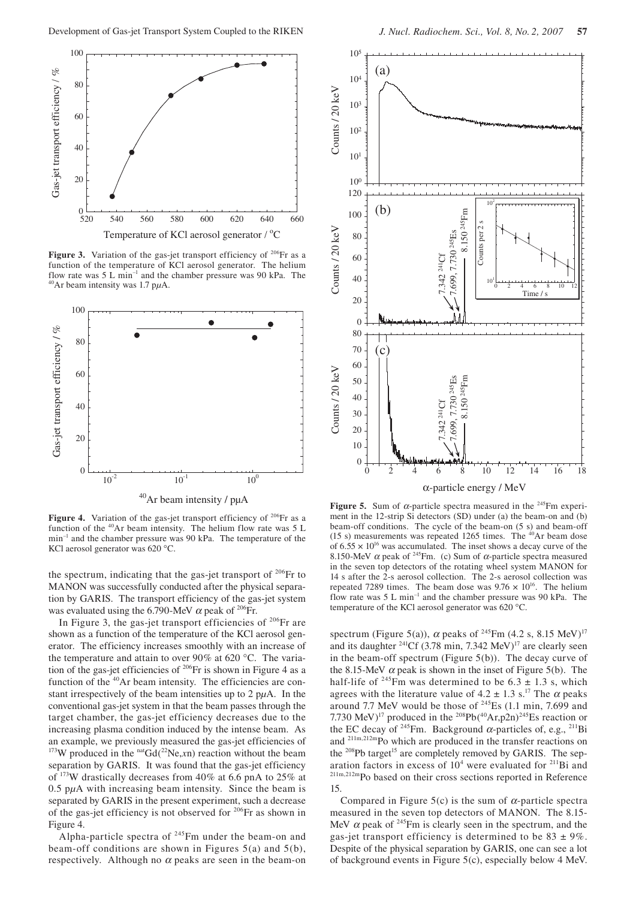**Figure 3.** Variation of the gas-jet transport efficiency of $^{206}$Fr as a function of the temperature of KCl aerosol generator. The helium flow rate was 5 L min$^{-1}$ and the chamber pressure was 90 kPa. The $^{40}$Ar beam intensity was 1.7 p$\mu$A.

**Figure 4.** Variation of the gas-jet transport efficiency of $^{206}$Fr as a function of the $^{40}$Ar beam intensity. The helium flow rate was 5 L min$^{-1}$ and the chamber pressure was 90 kPa. The temperature of the KCl aerosol generator was 620 °C.

the spectrum, indicating that the gas-jet transport of $^{206}$Fr to MANON was successfully conducted after the physical separation by GARIS. The transport efficiency of the gas-jet system was evaluated using the 6.790-MeV $\alpha$ peak of $^{206}$Fr.

In Figure 3, the gas-jet transport efficiencies of $^{206}$Fr are shown as a function of the temperature of the KCl aerosol generator. The efficiency increases smoothly with an increase of the temperature and attain to over 90% at 620 °C. The variation of the gas-jet efficiencies of $^{206}$Fr is shown in Figure 4 as a function of the $^{40}$Ar beam intensity. The efficiencies are constant irrespectively of the beam intensities up to 2 p$\mu$A. In the conventional gas-jet system in that the beam passes through the target chamber, the gas-jet efficiency decreases due to the increasing plasma condition induced by the intense beam. As an example, we previously measured the gas-jet efficiencies of $^{173}$W produced in the $^{nat}$Gd($^{22}$Ne,$x$n) reaction without the beam separation by GARIS. It was found that the gas-jet efficiency of $^{173}$W drastically decreases from 40% at 6.6 pnA to 25% at 0.5 p$\mu$A with increasing beam intensity. Since the beam is separated by GARIS in the present experiment, such a decrease of the gas-jet efficiency is not observed for $^{206}$Fr as shown in Figure 4.

Alpha-particle spectra of $^{245}$Fm under the beam-on and beam-off conditions are shown in Figures 5(a) and 5(b), respectively. Although no $\alpha$ peaks are seen in the beam-on spectrum (Figure 5(a)), $\alpha$ peaks of $^{245}$Fm (4.2 s, 8.15 MeV)[17] and its daughter $^{241}$Cf (3.78 min, 7.342 MeV)[17] are clearly seen in the beam-off spectrum (Figure 5(b)). The decay curve of the 8.15-MeV $\alpha$ peak is shown in the inset of Figure 5(b). The half-life of $^{245}$Fm was determined to be 6.3 ± 1.3 s, which agrees with the literature value of 4.2 ± 1.3 s.[17] The $\alpha$ peaks around 7.7 MeV would be those of $^{245}$Es (1.1 min, 7.699 and 7.730 MeV)[17] produced in the $^{208}$Pb($^{40}$Ar,p2n)$^{245}$Es reaction or the EC decay of $^{245}$Fm. Background $\alpha$-particles of, e.g., $^{211}$Bi and $^{211m,212m}$Po which are produced in the transfer reactions on the $^{208}$Pb target[15] are completely removed by GARIS. The separation factors in excess of $10^4$ were evaluated for $^{211}$Bi and $^{211m,212m}$Po based on their cross sections reported in Reference 15.

**Figure 5.** Sum of $\alpha$-particle spectra measured in the $^{245}$Fm experiment in the 12-strip Si detectors (SD) under (a) the beam-on and (b) beam-off conditions. The cycle of the beam-on (5 s) and beam-off (15 s) measurements was repeated 1265 times. The $^{40}$Ar beam dose of $6.55 \times 10^{16}$ was accumulated. The inset shows a decay curve of the 8.150-MeV $\alpha$ peak of $^{245}$Fm. (c) Sum of $\alpha$-particle spectra measured in the seven top detectors of the rotating wheel system MANON for 14 s after the 2-s aerosol collection. The 2-s aerosol collection was repeated 7289 times. The beam dose was $9.76 \times 10^{16}$. The helium flow rate was 5 L min$^{-1}$ and the chamber pressure was 90 kPa. The temperature of the KCl aerosol generator was 620 °C.

Compared in Figure 5(c) is the sum of $\alpha$-particle spectra measured in the seven top detectors of MANON. The 8.15-MeV $\alpha$ peak of $^{245}$Fm is clearly seen in the spectrum, and the gas-jet transport efficiency is determined to be 83 ± 9%. Despite of the physical separation by GARIS, one can see a lot of background events in Figure 5(c), especially below 4 MeV.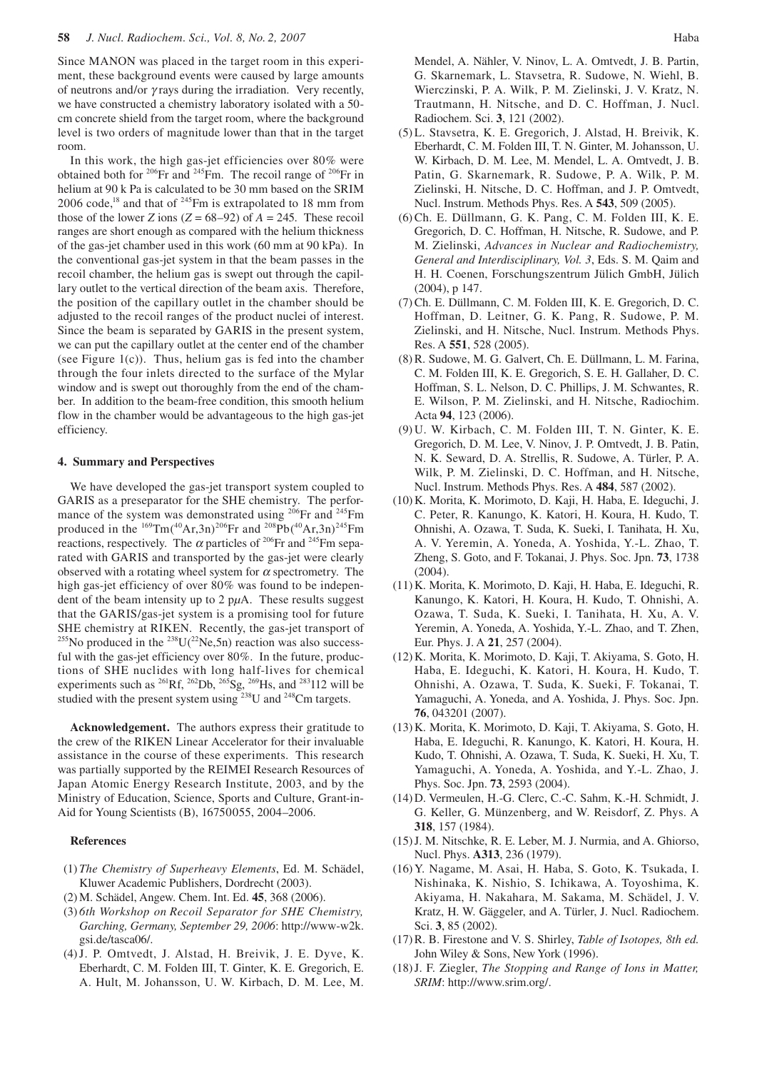Since MANON was placed in the target room in this experiment, these background events were caused by large amounts of neutrons and/or $\gamma$ rays during the irradiation. Very recently, we have constructed a chemistry laboratory isolated with a 50-cm concrete shield from the target room, where the background level is two orders of magnitude lower than that in the target room.

In this work, the high gas-jet efficiencies over 80% were obtained both for $^{206}$Fr and $^{245}$Fm. The recoil range of $^{206}$Fr in helium at 90 k Pa is calculated to be 30 mm based on the SRIM 2006 code,[18] and that of $^{245}$Fm is extrapolated to 18 mm from those of the lower $Z$ ions ($Z$ = 68–92) of $A$ = 245. These recoil ranges are short enough as compared with the helium thickness of the gas-jet chamber used in this work (60 mm at 90 kPa). In the conventional gas-jet system in that the beam passes in the recoil chamber, the helium gas is swept out through the capillary outlet to the vertical direction of the beam axis. Therefore, the position of the capillary outlet in the chamber should be adjusted to the recoil ranges of the product nuclei of interest. Since the beam is separated by GARIS in the present system, we can put the capillary outlet at the center end of the chamber (see Figure 1(c)). Thus, helium gas is fed into the chamber through the four inlets directed to the surface of the Mylar window and is swept out thoroughly from the end of the chamber. In addition to the beam-free condition, this smooth helium flow in the chamber would be advantageous to the high gas-jet efficiency.

## 4. Summary and Perspectives

We have developed the gas-jet transport system coupled to GARIS as a preseparator for the SHE chemistry. The performance of the system was demonstrated using $^{206}$Fr and $^{245}$Fm produced in the $^{169}$Tm($^{40}$Ar,3n)$^{206}$Fr and $^{208}$Pb($^{40}$Ar,3n)$^{245}$Fm reactions, respectively. The $\alpha$ particles of $^{206}$Fr and $^{245}$Fm separated with GARIS and transported by the gas-jet were clearly observed with a rotating wheel system for $\alpha$ spectrometry. The high gas-jet efficiency of over 80% was found to be independent of the beam intensity up to 2 p$\mu$A. These results suggest that the GARIS/gas-jet system is a promising tool for future SHE chemistry at RIKEN. Recently, the gas-jet transport of $^{255}$No produced in the $^{238}$U($^{22}$Ne,5n) reaction was also successful with the gas-jet efficiency over 80%. In the future, productions of SHE nuclides with long half-lives for chemical experiments such as $^{261}$Rf, $^{262}$Db, $^{265}$Sg, $^{269}$Hs, and $^{283}$112 will be studied with the present system using $^{238}$U and $^{248}$Cm targets.

**Acknowledgement.** The authors express their gratitude to the crew of the RIKEN Linear Accelerator for their invaluable assistance in the course of these experiments. This research was partially supported by the REIMEI Research Resources of Japan Atomic Energy Research Institute, 2003, and by the Ministry of Education, Science, Sports and Culture, Grant-in-Aid for Young Scientists (B), 16750055, 2004–2006.

### References

(1) *The Chemistry of Superheavy Elements*, Ed. M. Schädel, Kluwer Academic Publishers, Dordrecht (2003).

(2) M. Schädel, Angew. Chem. Int. Ed. **45**, 368 (2006).

(3) *6th Workshop on Recoil Separator for SHE Chemistry, Garching, Germany, September 29, 2006*: http://www-w2k.gsi.de/tasca06/.

(4) J. P. Omtvedt, J. Alstad, H. Breivik, J. E. Dyve, K. Eberhardt, C. M. Folden III, T. Ginter, K. E. Gregorich, E. A. Hult, M. Johansson, U. W. Kirbach, D. M. Lee, M. Mendel, A. Nähler, V. Ninov, L. A. Omtvedt, J. B. Partin, G. Skarnemark, L. Stavsetra, R. Sudowe, N. Wiehl, B. Wierczinski, P. A. Wilk, P. M. Zielinski, J. V. Kratz, N. Trautmann, H. Nitsche, and D. C. Hoffman, J. Nucl. Radiochem. Sci. **3**, 121 (2002).

(5) L. Stavsetra, K. E. Gregorich, J. Alstad, H. Breivik, K. Eberhardt, C. M. Folden III, T. N. Ginter, M. Johansson, U. W. Kirbach, D. M. Lee, M. Mendel, L. A. Omtvedt, J. B. Patin, G. Skarnemark, R. Sudowe, P. A. Wilk, P. M. Zielinski, H. Nitsche, D. C. Hoffman, and J. P. Omtvedt, Nucl. Instrum. Methods Phys. Res. A **543**, 509 (2005).

(6) Ch. E. Düllmann, G. K. Pang, C. M. Folden III, K. E. Gregorich, D. C. Hoffman, H. Nitsche, R. Sudowe, and P. M. Zielinski, *Advances in Nuclear and Radiochemistry, General and Interdisciplinary, Vol. 3*, Eds. S. M. Qaim and H. H. Coenen, Forschungszentrum Jülich GmbH, Jülich (2004), p 147.

(7) Ch. E. Düllmann, C. M. Folden III, K. E. Gregorich, D. C. Hoffman, D. Leitner, G. K. Pang, R. Sudowe, P. M. Zielinski, and H. Nitsche, Nucl. Instrum. Methods Phys. Res. A **551**, 528 (2005).

(8) R. Sudowe, M. G. Galvert, Ch. E. Düllmann, L. M. Farina, C. M. Folden III, K. E. Gregorich, S. E. H. Gallaher, D. C. Hoffman, S. L. Nelson, D. C. Phillips, J. M. Schwantes, R. E. Wilson, P. M. Zielinski, and H. Nitsche, Radiochim. Acta **94**, 123 (2006).

(9) U. W. Kirbach, C. M. Folden III, T. N. Ginter, K. E. Gregorich, D. M. Lee, V. Ninov, J. P. Omtvedt, J. B. Patin, N. K. Seward, D. A. Strellis, R. Sudowe, A. Türler, P. A. Wilk, P. M. Zielinski, D. C. Hoffman, and H. Nitsche, Nucl. Instrum. Methods Phys. Res. A **484**, 587 (2002).

(10) K. Morita, K. Morimoto, D. Kaji, H. Haba, E. Ideguchi, J. C. Peter, R. Kanungo, K. Katori, H. Koura, H. Kudo, T. Ohnishi, A. Ozawa, T. Suda, K. Sueki, I. Tanihata, H. Xu, A. V. Yeremin, A. Yoneda, A. Yoshida, Y.-L. Zhao, T. Zheng, S. Goto, and F. Tokanai, J. Phys. Soc. Jpn. **73**, 1738 (2004).

(11) K. Morita, K. Morimoto, D. Kaji, H. Haba, E. Ideguchi, R. Kanungo, K. Katori, H. Koura, H. Kudo, T. Ohnishi, A. Ozawa, T. Suda, K. Sueki, I. Tanihata, H. Xu, A. V. Yeremin, A. Yoneda, A. Yoshida, Y.-L. Zhao, and T. Zhen, Eur. Phys. J. A **21**, 257 (2004).

(12) K. Morita, K. Morimoto, D. Kaji, T. Akiyama, S. Goto, H. Haba, E. Ideguchi, K. Katori, H. Koura, H. Kudo, T. Ohnishi, A. Ozawa, T. Suda, K. Sueki, F. Tokanai, T. Yamaguchi, A. Yoneda, and A. Yoshida, J. Phys. Soc. Jpn. **76**, 043201 (2007).

(13) K. Morita, K. Morimoto, D. Kaji, T. Akiyama, S. Goto, H. Haba, E. Ideguchi, R. Kanungo, K. Katori, H. Koura, H. Kudo, T. Ohnishi, A. Ozawa, T. Suda, K. Sueki, H. Xu, T. Yamaguchi, A. Yoneda, A. Yoshida, and Y.-L. Zhao, J. Phys. Soc. Jpn. **73**, 2593 (2004).

(14) D. Vermeulen, H.-G. Clerc, C.-C. Sahm, K.-H. Schmidt, J. G. Keller, G. Münzenberg, and W. Reisdorf, Z. Phys. A **318**, 157 (1984).

(15) J. M. Nitschke, R. E. Leber, M. J. Nurmia, and A. Ghiorso, Nucl. Phys. **A313**, 236 (1979).

(16) Y. Nagame, M. Asai, H. Haba, S. Goto, K. Tsukada, I. Nishinaka, K. Nishio, S. Ichikawa, A. Toyoshima, K. Akiyama, H. Nakahara, M. Sakama, M. Schädel, J. V. Kratz, H. W. Gäggeler, and A. Türler, J. Nucl. Radiochem. Sci. **3**, 85 (2002).

(17) R. B. Firestone and V. S. Shirley, *Table of Isotopes, 8th ed.* John Wiley & Sons, New York (1996).

(18) J. F. Ziegler, *The Stopping and Range of Ions in Matter, SRIM*: http://www.srim.org/.